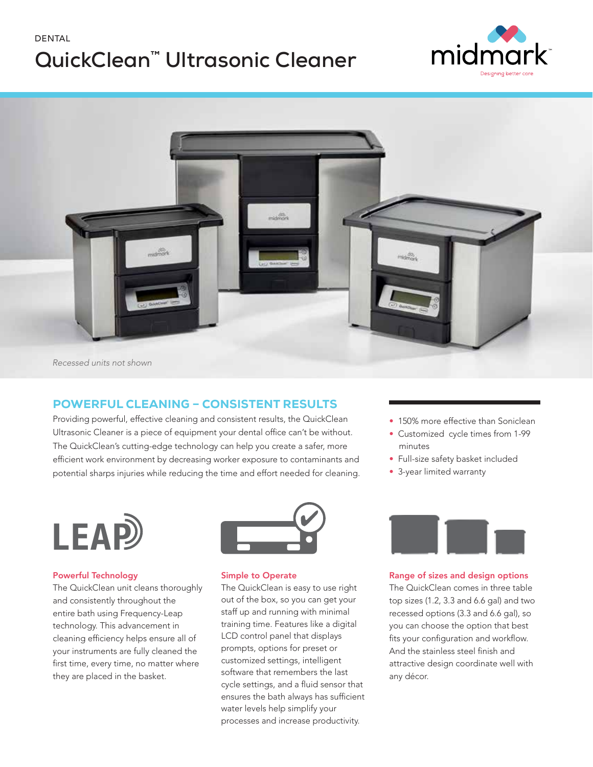DENTAL

# QuickClean™ Ultrasonic Cleaner

midmark™

Designing better care

*Recessed units not shown*

## POWERFUL CLEANING – CONSISTENT RESULTS

Providing powerful, effective cleaning and consistent results, the QuickClean Ultrasonic Cleaner is a piece of equipment your dental office can't be without. The QuickClean's cutting-edge technology can help you create a safer, more efficient work environment by decreasing worker exposure to contaminants and potential sharps injuries while reducing the time and effort needed for cleaning.

- 150% more effective than Soniclean
- Customized cycle times from 1-99 minutes
- Full-size safety basket included
- 3-year limited warranty

LEAP

### Powerful Technology

The QuickClean unit cleans thoroughly and consistently throughout the entire bath using Frequency-Leap technology. This advancement in cleaning efficiency helps ensure all of your instruments are fully cleaned the first time, every time, no matter where they are placed in the basket.

### Simple to Operate

The QuickClean is easy to use right out of the box, so you can get your staff up and running with minimal training time. Features like a digital LCD control panel that displays prompts, options for preset or customized settings, intelligent software that remembers the last cycle settings, and a fluid sensor that ensures the bath always has sufficient water levels help simplify your processes and increase productivity.

### Range of sizes and design options

The QuickClean comes in three table top sizes (1.2, 3.3 and 6.6 gal) and two recessed options (3.3 and 6.6 gal), so you can choose the option that best fits your configuration and workflow. And the stainless steel finish and attractive design coordinate well with any décor.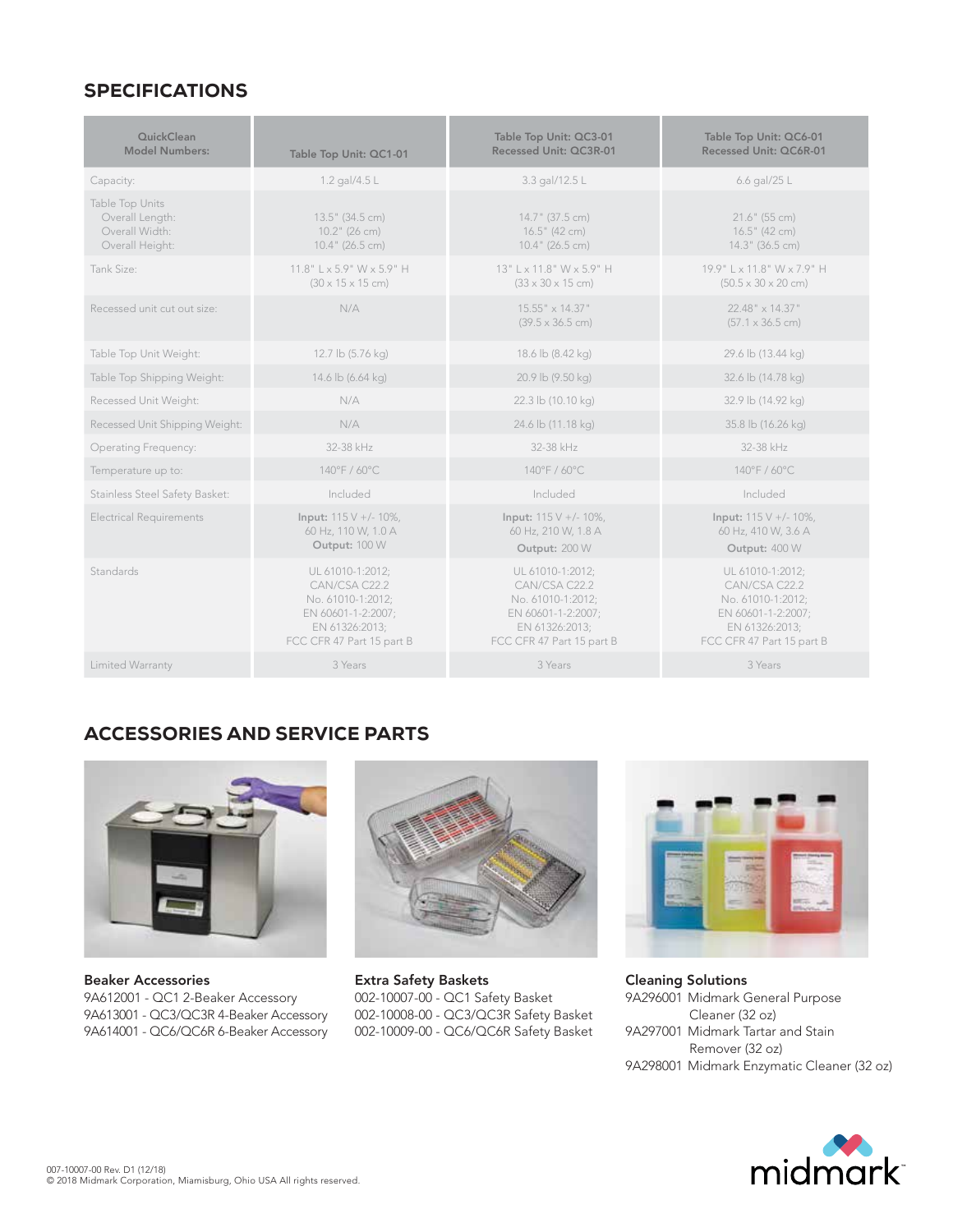## SPECIFICATIONS

| QuickClean Model Numbers: | Table Top Unit: QC1-01 | Table Top Unit: QC3-01<br>Recessed Unit: QC3R-01 | Table Top Unit: QC6-01<br>Recessed Unit: QC6R-01 |
|---|---|---|---|
| Capacity: | 1.2 gal/4.5 L | 3.3 gal/12.5 L | 6.6 gal/25 L |
| Table Top Units<br>Overall Length:<br>Overall Width:<br>Overall Height: | <br>13.5" (34.5 cm)<br>10.2" (26 cm)<br>10.4" (26.5 cm) | <br>14.7" (37.5 cm)<br>16.5" (42 cm)<br>10.4" (26.5 cm) | <br>21.6" (55 cm)<br>16.5" (42 cm)<br>14.3" (36.5 cm) |
| Tank Size: | 11.8" L x 5.9" W x 5.9" H<br>(30 x 15 x 15 cm) | 13" L x 11.8" W x 5.9" H<br>(33 x 30 x 15 cm) | 19.9" L x 11.8" W x 7.9" H<br>(50.5 x 30 x 20 cm) |
| Recessed unit cut out size: | N/A | 15.55" x 14.37"<br>(39.5 x 36.5 cm) | 22.48" x 14.37"<br>(57.1 x 36.5 cm) |
| Table Top Unit Weight: | 12.7 lb (5.76 kg) | 18.6 lb (8.42 kg) | 29.6 lb (13.44 kg) |
| Table Top Shipping Weight: | 14.6 lb (6.64 kg) | 20.9 lb (9.50 kg) | 32.6 lb (14.78 kg) |
| Recessed Unit Weight: | N/A | 22.3 lb (10.10 kg) | 32.9 lb (14.92 kg) |
| Recessed Unit Shipping Weight: | N/A | 24.6 lb (11.18 kg) | 35.8 lb (16.26 kg) |
| Operating Frequency: | 32-38 kHz | 32-38 kHz | 32-38 kHz |
| Temperature up to: | 140°F / 60°C | 140°F / 60°C | 140°F / 60°C |
| Stainless Steel Safety Basket: | Included | Included | Included |
| Electrical Requirements | **Input:** 115 V +/- 10%, 60 Hz, 110 W, 1.0 A<br>**Output:** 100 W | **Input:** 115 V +/- 10%, 60 Hz, 210 W, 1.8 A<br>**Output:** 200 W | **Input:** 115 V +/- 10%, 60 Hz, 410 W, 3.6 A<br>**Output:** 400 W |
| Standards | UL 61010-1:2012;<br>CAN/CSA C22.2<br>No. 61010-1:2012;<br>EN 60601-1-2:2007;<br>EN 61326:2013;<br>FCC CFR 47 Part 15 part B | UL 61010-1:2012;<br>CAN/CSA C22.2<br>No. 61010-1:2012;<br>EN 60601-1-2:2007;<br>EN 61326:2013;<br>FCC CFR 47 Part 15 part B | UL 61010-1:2012;<br>CAN/CSA C22.2<br>No. 61010-1:2012;<br>EN 60601-1-2:2007;<br>EN 61326:2013;<br>FCC CFR 47 Part 15 part B |
| Limited Warranty | 3 Years | 3 Years | 3 Years |

## ACCESSORIES AND SERVICE PARTS

**Beaker Accessories**
9A612001 - QC1 2-Beaker Accessory
9A613001 - QC3/QC3R 4-Beaker Accessory
9A614001 - QC6/QC6R 6-Beaker Accessory

**Extra Safety Baskets**
002-10007-00 - QC1 Safety Basket
002-10008-00 - QC3/QC3R Safety Basket
002-10009-00 - QC6/QC6R Safety Basket

**Cleaning Solutions**
9A296001 Midmark General Purpose Cleaner (32 oz)
9A297001 Midmark Tartar and Stain Remover (32 oz)
9A298001 Midmark Enzymatic Cleaner (32 oz)

007-10007-00 Rev. D1 (12/18)
© 2018 Midmark Corporation, Miamisburg, Ohio USA All rights reserved.

midmark